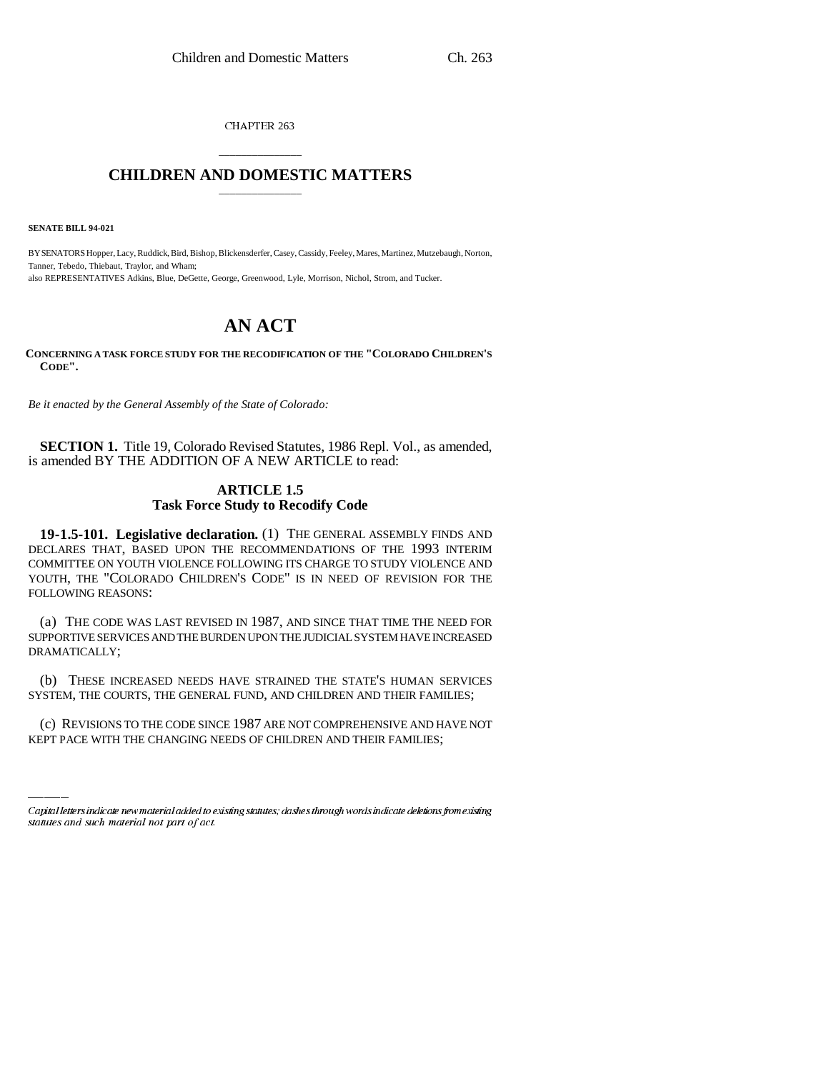CHAPTER 263

## CHILDREN AND DOMESTIC MATTERS

**SENATE BILL 94-021**

BY SENATORS Hopper, Lacy, Ruddick, Bird, Bishop, Blickensderfer, Casey, Cassidy, Feeley, Mares, Martinez, Mutzebaugh, Norton, Tanner, Tebedo, Thiebaut, Traylor, and Wham;
also REPRESENTATIVES Adkins, Blue, DeGette, George, Greenwood, Lyle, Morrison, Nichol, Strom, and Tucker.

# AN ACT

**CONCERNING A TASK FORCE STUDY FOR THE RECODIFICATION OF THE "COLORADO CHILDREN'S CODE".**

*Be it enacted by the General Assembly of the State of Colorado:*

**SECTION 1.** Title 19, Colorado Revised Statutes, 1986 Repl. Vol., as amended, is amended BY THE ADDITION OF A NEW ARTICLE to read:

### ARTICLE 1.5
### Task Force Study to Recodify Code

**19-1.5-101. Legislative declaration.** (1) THE GENERAL ASSEMBLY FINDS AND DECLARES THAT, BASED UPON THE RECOMMENDATIONS OF THE 1993 INTERIM COMMITTEE ON YOUTH VIOLENCE FOLLOWING ITS CHARGE TO STUDY VIOLENCE AND YOUTH, THE "COLORADO CHILDREN'S CODE" IS IN NEED OF REVISION FOR THE FOLLOWING REASONS:

(a) THE CODE WAS LAST REVISED IN 1987, AND SINCE THAT TIME THE NEED FOR SUPPORTIVE SERVICES AND THE BURDEN UPON THE JUDICIAL SYSTEM HAVE INCREASED DRAMATICALLY;

(b) THESE INCREASED NEEDS HAVE STRAINED THE STATE'S HUMAN SERVICES SYSTEM, THE COURTS, THE GENERAL FUND, AND CHILDREN AND THEIR FAMILIES;

(c) REVISIONS TO THE CODE SINCE 1987 ARE NOT COMPREHENSIVE AND HAVE NOT KEPT PACE WITH THE CHANGING NEEDS OF CHILDREN AND THEIR FAMILIES;

---

*Capital letters indicate new material added to existing statutes; dashes through words indicate deletions from existing statutes and such material not part of act.*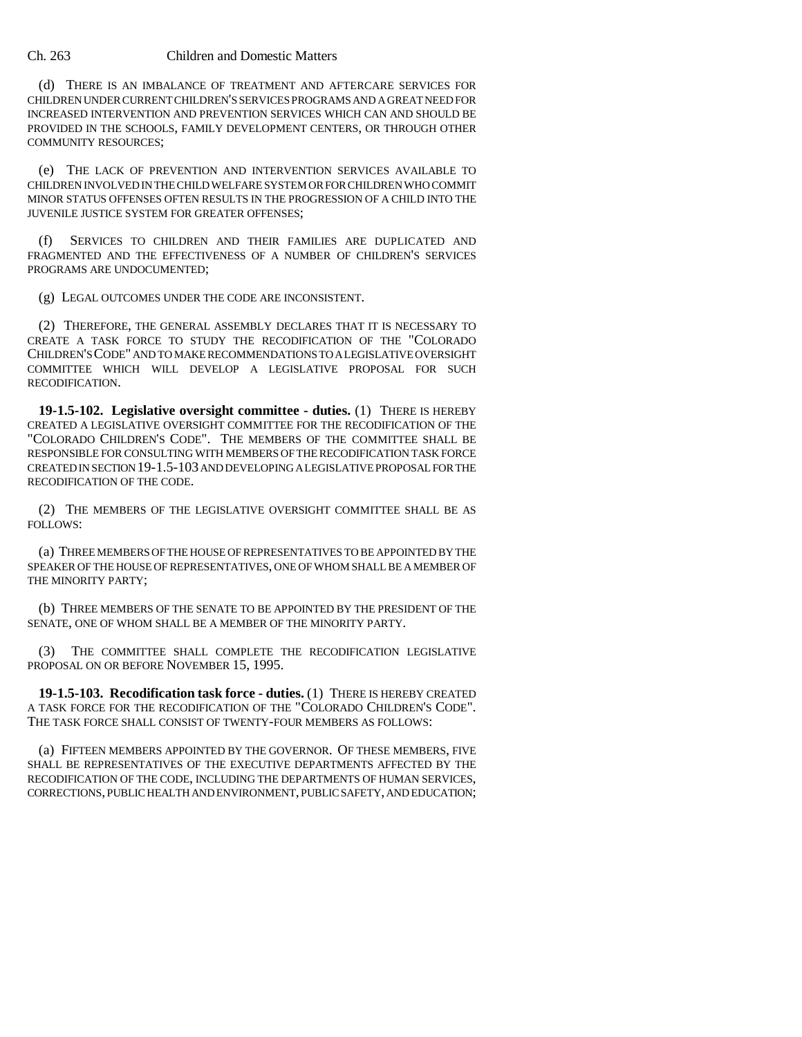(d) THERE IS AN IMBALANCE OF TREATMENT AND AFTERCARE SERVICES FOR CHILDREN UNDER CURRENT CHILDREN'S SERVICES PROGRAMS AND A GREAT NEED FOR INCREASED INTERVENTION AND PREVENTION SERVICES WHICH CAN AND SHOULD BE PROVIDED IN THE SCHOOLS, FAMILY DEVELOPMENT CENTERS, OR THROUGH OTHER COMMUNITY RESOURCES;

(e) THE LACK OF PREVENTION AND INTERVENTION SERVICES AVAILABLE TO CHILDREN INVOLVED IN THE CHILD WELFARE SYSTEM OR FOR CHILDREN WHO COMMIT MINOR STATUS OFFENSES OFTEN RESULTS IN THE PROGRESSION OF A CHILD INTO THE JUVENILE JUSTICE SYSTEM FOR GREATER OFFENSES;

(f) SERVICES TO CHILDREN AND THEIR FAMILIES ARE DUPLICATED AND FRAGMENTED AND THE EFFECTIVENESS OF A NUMBER OF CHILDREN'S SERVICES PROGRAMS ARE UNDOCUMENTED;

(g) LEGAL OUTCOMES UNDER THE CODE ARE INCONSISTENT.

(2) THEREFORE, THE GENERAL ASSEMBLY DECLARES THAT IT IS NECESSARY TO CREATE A TASK FORCE TO STUDY THE RECODIFICATION OF THE "COLORADO CHILDREN'S CODE" AND TO MAKE RECOMMENDATIONS TO A LEGISLATIVE OVERSIGHT COMMITTEE WHICH WILL DEVELOP A LEGISLATIVE PROPOSAL FOR SUCH RECODIFICATION.

**19-1.5-102. Legislative oversight committee - duties.** (1) THERE IS HEREBY CREATED A LEGISLATIVE OVERSIGHT COMMITTEE FOR THE RECODIFICATION OF THE "COLORADO CHILDREN'S CODE". THE MEMBERS OF THE COMMITTEE SHALL BE RESPONSIBLE FOR CONSULTING WITH MEMBERS OF THE RECODIFICATION TASK FORCE CREATED IN SECTION 19-1.5-103 AND DEVELOPING A LEGISLATIVE PROPOSAL FOR THE RECODIFICATION OF THE CODE.

(2) THE MEMBERS OF THE LEGISLATIVE OVERSIGHT COMMITTEE SHALL BE AS FOLLOWS:

(a) THREE MEMBERS OF THE HOUSE OF REPRESENTATIVES TO BE APPOINTED BY THE SPEAKER OF THE HOUSE OF REPRESENTATIVES, ONE OF WHOM SHALL BE A MEMBER OF THE MINORITY PARTY;

(b) THREE MEMBERS OF THE SENATE TO BE APPOINTED BY THE PRESIDENT OF THE SENATE, ONE OF WHOM SHALL BE A MEMBER OF THE MINORITY PARTY.

(3) THE COMMITTEE SHALL COMPLETE THE RECODIFICATION LEGISLATIVE PROPOSAL ON OR BEFORE NOVEMBER 15, 1995.

**19-1.5-103. Recodification task force - duties.** (1) THERE IS HEREBY CREATED A TASK FORCE FOR THE RECODIFICATION OF THE "COLORADO CHILDREN'S CODE". THE TASK FORCE SHALL CONSIST OF TWENTY-FOUR MEMBERS AS FOLLOWS:

(a) FIFTEEN MEMBERS APPOINTED BY THE GOVERNOR. OF THESE MEMBERS, FIVE SHALL BE REPRESENTATIVES OF THE EXECUTIVE DEPARTMENTS AFFECTED BY THE RECODIFICATION OF THE CODE, INCLUDING THE DEPARTMENTS OF HUMAN SERVICES, CORRECTIONS, PUBLIC HEALTH AND ENVIRONMENT, PUBLIC SAFETY, AND EDUCATION;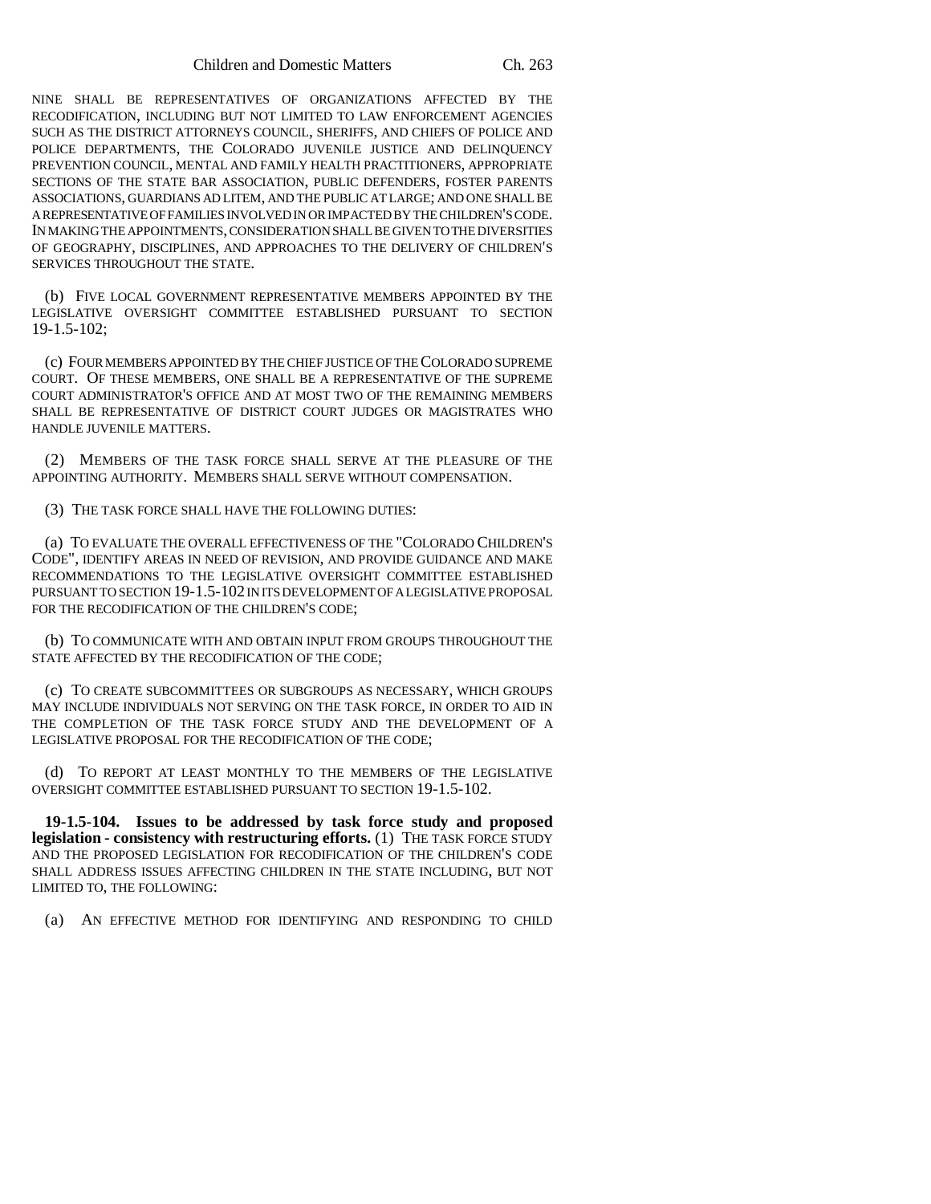NINE SHALL BE REPRESENTATIVES OF ORGANIZATIONS AFFECTED BY THE RECODIFICATION, INCLUDING BUT NOT LIMITED TO LAW ENFORCEMENT AGENCIES SUCH AS THE DISTRICT ATTORNEYS COUNCIL, SHERIFFS, AND CHIEFS OF POLICE AND POLICE DEPARTMENTS, THE COLORADO JUVENILE JUSTICE AND DELINQUENCY PREVENTION COUNCIL, MENTAL AND FAMILY HEALTH PRACTITIONERS, APPROPRIATE SECTIONS OF THE STATE BAR ASSOCIATION, PUBLIC DEFENDERS, FOSTER PARENTS ASSOCIATIONS, GUARDIANS AD LITEM, AND THE PUBLIC AT LARGE; AND ONE SHALL BE A REPRESENTATIVE OF FAMILIES INVOLVED IN OR IMPACTED BY THE CHILDREN'S CODE. IN MAKING THE APPOINTMENTS, CONSIDERATION SHALL BE GIVEN TO THE DIVERSITIES OF GEOGRAPHY, DISCIPLINES, AND APPROACHES TO THE DELIVERY OF CHILDREN'S SERVICES THROUGHOUT THE STATE.

(b) FIVE LOCAL GOVERNMENT REPRESENTATIVE MEMBERS APPOINTED BY THE LEGISLATIVE OVERSIGHT COMMITTEE ESTABLISHED PURSUANT TO SECTION 19-1.5-102;

(c) FOUR MEMBERS APPOINTED BY THE CHIEF JUSTICE OF THE COLORADO SUPREME COURT. OF THESE MEMBERS, ONE SHALL BE A REPRESENTATIVE OF THE SUPREME COURT ADMINISTRATOR'S OFFICE AND AT MOST TWO OF THE REMAINING MEMBERS SHALL BE REPRESENTATIVE OF DISTRICT COURT JUDGES OR MAGISTRATES WHO HANDLE JUVENILE MATTERS.

(2) MEMBERS OF THE TASK FORCE SHALL SERVE AT THE PLEASURE OF THE APPOINTING AUTHORITY. MEMBERS SHALL SERVE WITHOUT COMPENSATION.

(3) THE TASK FORCE SHALL HAVE THE FOLLOWING DUTIES:

(a) TO EVALUATE THE OVERALL EFFECTIVENESS OF THE "COLORADO CHILDREN'S CODE", IDENTIFY AREAS IN NEED OF REVISION, AND PROVIDE GUIDANCE AND MAKE RECOMMENDATIONS TO THE LEGISLATIVE OVERSIGHT COMMITTEE ESTABLISHED PURSUANT TO SECTION 19-1.5-102 IN ITS DEVELOPMENT OF A LEGISLATIVE PROPOSAL FOR THE RECODIFICATION OF THE CHILDREN'S CODE;

(b) TO COMMUNICATE WITH AND OBTAIN INPUT FROM GROUPS THROUGHOUT THE STATE AFFECTED BY THE RECODIFICATION OF THE CODE;

(c) TO CREATE SUBCOMMITTEES OR SUBGROUPS AS NECESSARY, WHICH GROUPS MAY INCLUDE INDIVIDUALS NOT SERVING ON THE TASK FORCE, IN ORDER TO AID IN THE COMPLETION OF THE TASK FORCE STUDY AND THE DEVELOPMENT OF A LEGISLATIVE PROPOSAL FOR THE RECODIFICATION OF THE CODE;

(d) TO REPORT AT LEAST MONTHLY TO THE MEMBERS OF THE LEGISLATIVE OVERSIGHT COMMITTEE ESTABLISHED PURSUANT TO SECTION 19-1.5-102.

**19-1.5-104. Issues to be addressed by task force study and proposed legislation - consistency with restructuring efforts.** (1) THE TASK FORCE STUDY AND THE PROPOSED LEGISLATION FOR RECODIFICATION OF THE CHILDREN'S CODE SHALL ADDRESS ISSUES AFFECTING CHILDREN IN THE STATE INCLUDING, BUT NOT LIMITED TO, THE FOLLOWING:

(a) AN EFFECTIVE METHOD FOR IDENTIFYING AND RESPONDING TO CHILD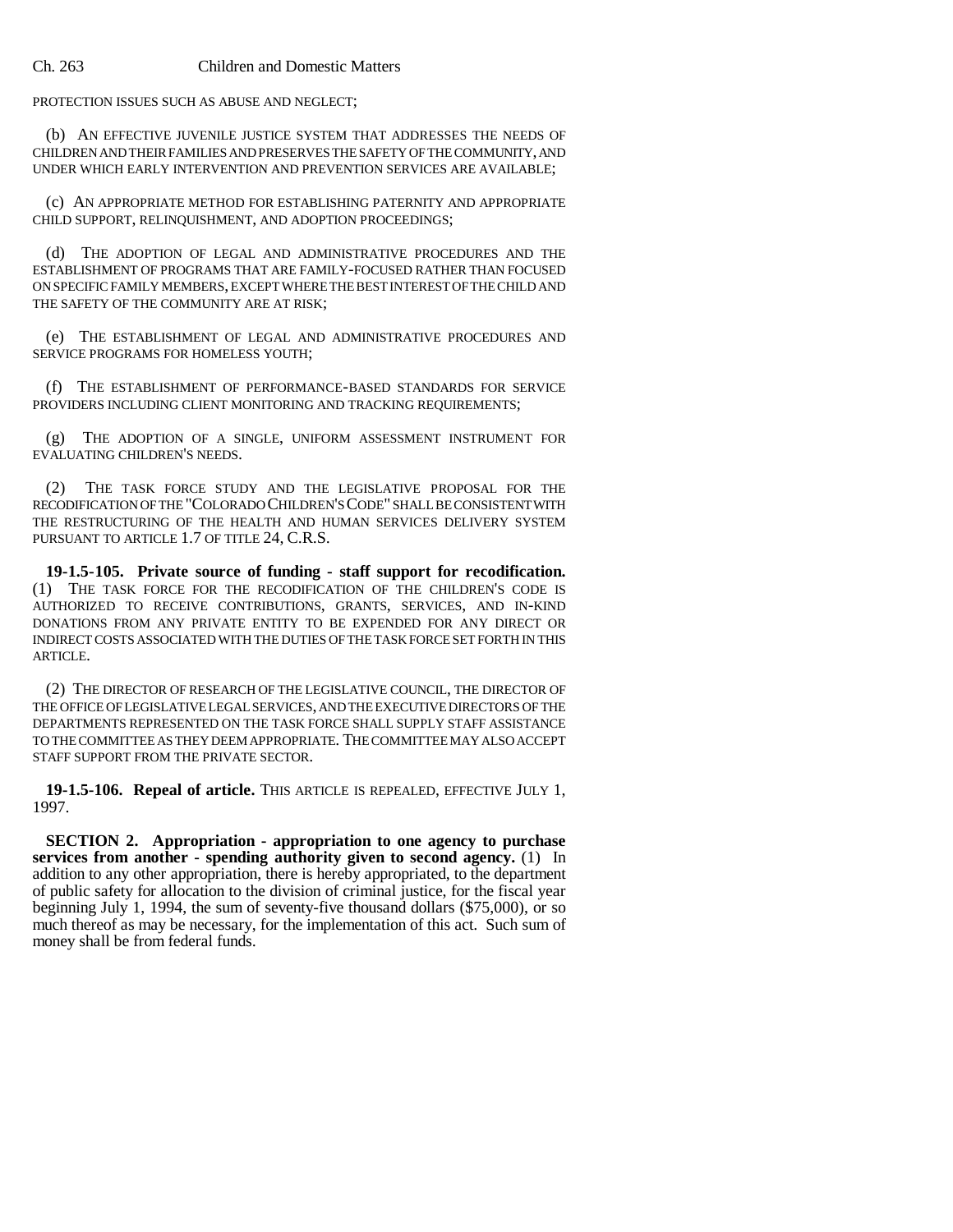PROTECTION ISSUES SUCH AS ABUSE AND NEGLECT;

(b) AN EFFECTIVE JUVENILE JUSTICE SYSTEM THAT ADDRESSES THE NEEDS OF CHILDREN AND THEIR FAMILIES AND PRESERVES THE SAFETY OF THE COMMUNITY, AND UNDER WHICH EARLY INTERVENTION AND PREVENTION SERVICES ARE AVAILABLE;

(c) AN APPROPRIATE METHOD FOR ESTABLISHING PATERNITY AND APPROPRIATE CHILD SUPPORT, RELINQUISHMENT, AND ADOPTION PROCEEDINGS;

(d) THE ADOPTION OF LEGAL AND ADMINISTRATIVE PROCEDURES AND THE ESTABLISHMENT OF PROGRAMS THAT ARE FAMILY-FOCUSED RATHER THAN FOCUSED ON SPECIFIC FAMILY MEMBERS, EXCEPT WHERE THE BEST INTEREST OF THE CHILD AND THE SAFETY OF THE COMMUNITY ARE AT RISK;

(e) THE ESTABLISHMENT OF LEGAL AND ADMINISTRATIVE PROCEDURES AND SERVICE PROGRAMS FOR HOMELESS YOUTH;

(f) THE ESTABLISHMENT OF PERFORMANCE-BASED STANDARDS FOR SERVICE PROVIDERS INCLUDING CLIENT MONITORING AND TRACKING REQUIREMENTS;

(g) THE ADOPTION OF A SINGLE, UNIFORM ASSESSMENT INSTRUMENT FOR EVALUATING CHILDREN'S NEEDS.

(2) THE TASK FORCE STUDY AND THE LEGISLATIVE PROPOSAL FOR THE RECODIFICATION OF THE "COLORADO CHILDREN'S CODE" SHALL BE CONSISTENT WITH THE RESTRUCTURING OF THE HEALTH AND HUMAN SERVICES DELIVERY SYSTEM PURSUANT TO ARTICLE 1.7 OF TITLE 24, C.R.S.

**19-1.5-105. Private source of funding - staff support for recodification.** (1) THE TASK FORCE FOR THE RECODIFICATION OF THE CHILDREN'S CODE IS AUTHORIZED TO RECEIVE CONTRIBUTIONS, GRANTS, SERVICES, AND IN-KIND DONATIONS FROM ANY PRIVATE ENTITY TO BE EXPENDED FOR ANY DIRECT OR INDIRECT COSTS ASSOCIATED WITH THE DUTIES OF THE TASK FORCE SET FORTH IN THIS ARTICLE.

(2) THE DIRECTOR OF RESEARCH OF THE LEGISLATIVE COUNCIL, THE DIRECTOR OF THE OFFICE OF LEGISLATIVE LEGAL SERVICES, AND THE EXECUTIVE DIRECTORS OF THE DEPARTMENTS REPRESENTED ON THE TASK FORCE SHALL SUPPLY STAFF ASSISTANCE TO THE COMMITTEE AS THEY DEEM APPROPRIATE. THE COMMITTEE MAY ALSO ACCEPT STAFF SUPPORT FROM THE PRIVATE SECTOR.

**19-1.5-106. Repeal of article.** THIS ARTICLE IS REPEALED, EFFECTIVE JULY 1, 1997.

**SECTION 2. Appropriation - appropriation to one agency to purchase services from another - spending authority given to second agency.** (1) In addition to any other appropriation, there is hereby appropriated, to the department of public safety for allocation to the division of criminal justice, for the fiscal year beginning July 1, 1994, the sum of seventy-five thousand dollars ($75,000), or so much thereof as may be necessary, for the implementation of this act. Such sum of money shall be from federal funds.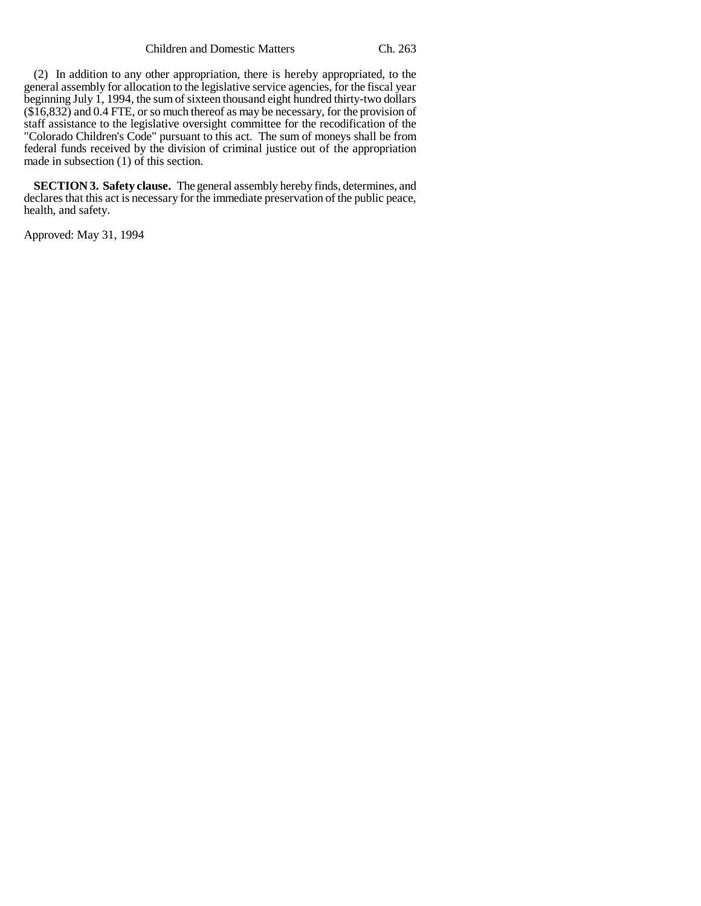(2) In addition to any other appropriation, there is hereby appropriated, to the general assembly for allocation to the legislative service agencies, for the fiscal year beginning July 1, 1994, the sum of sixteen thousand eight hundred thirty-two dollars ($16,832) and 0.4 FTE, or so much thereof as may be necessary, for the provision of staff assistance to the legislative oversight committee for the recodification of the "Colorado Children's Code" pursuant to this act. The sum of moneys shall be from federal funds received by the division of criminal justice out of the appropriation made in subsection (1) of this section.

**SECTION 3. Safety clause.** The general assembly hereby finds, determines, and declares that this act is necessary for the immediate preservation of the public peace, health, and safety.

Approved: May 31, 1994